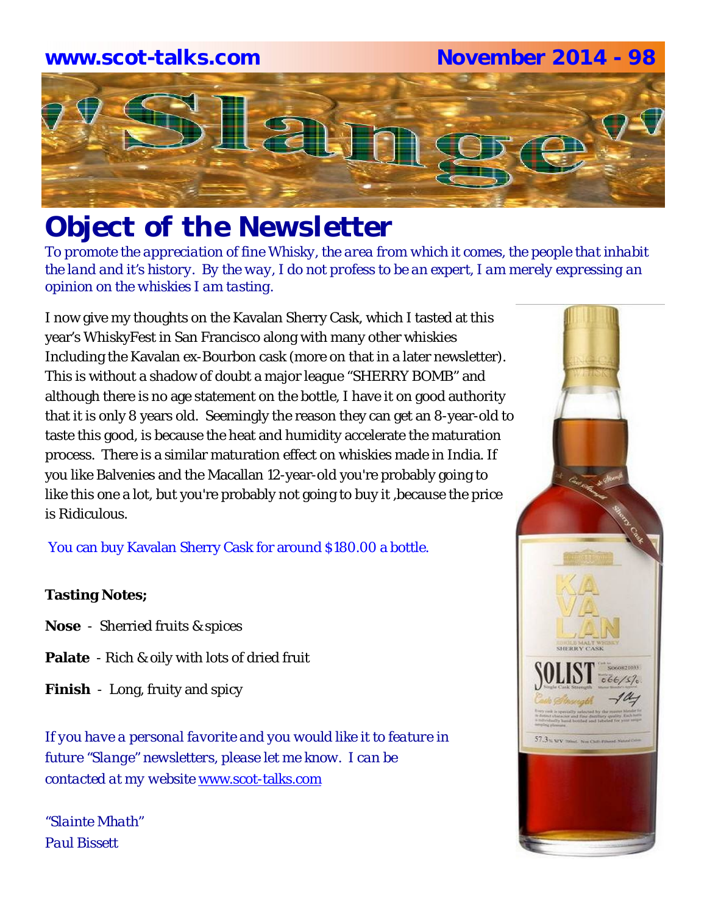www.scot-talks.com November 2014 - 98

# "Slange"

# Object of the Newsletter

*To promote the appreciation of fine Whisky, the area from which it comes, the people that inhabit the land and it's history. By the way, I do not profess to be an expert, I am merely expressing an opinion on the whiskies I am tasting.*

I now give my thoughts on the Kavalan Sherry Cask, which I tasted at this year's WhiskyFest in San Francisco along with many other whiskies Including the Kavalan ex-Bourbon cask (more on that in a later newsletter). This is without a shadow of doubt a major league "SHERRY BOMB" and although there is no age statement on the bottle, I have it on good authority that it is only 8 years old. Seemingly the reason they can get an 8-year-old to taste this good, is because the heat and humidity accelerate the maturation process. There is a similar maturation effect on whiskies made in India. If you like Balvenies and the Macallan 12-year-old you're probably going to like this one a lot, but you're probably not going to buy it ,because the price is Ridiculous.

You can buy Kavalan Sherry Cask for around $180.00 a bottle.

**Tasting Notes;**

**Nose** - Sherried fruits & spices

**Palate** - Rich & oily with lots of dried fruit

**Finish** - Long, fruity and spicy

*If you have a personal favorite and you would like it to feature in future "Slange" newsletters, please let me know. I can be contacted at my website www.scot-talks.com*

*"Slainte Mhath"*
*Paul Bissett*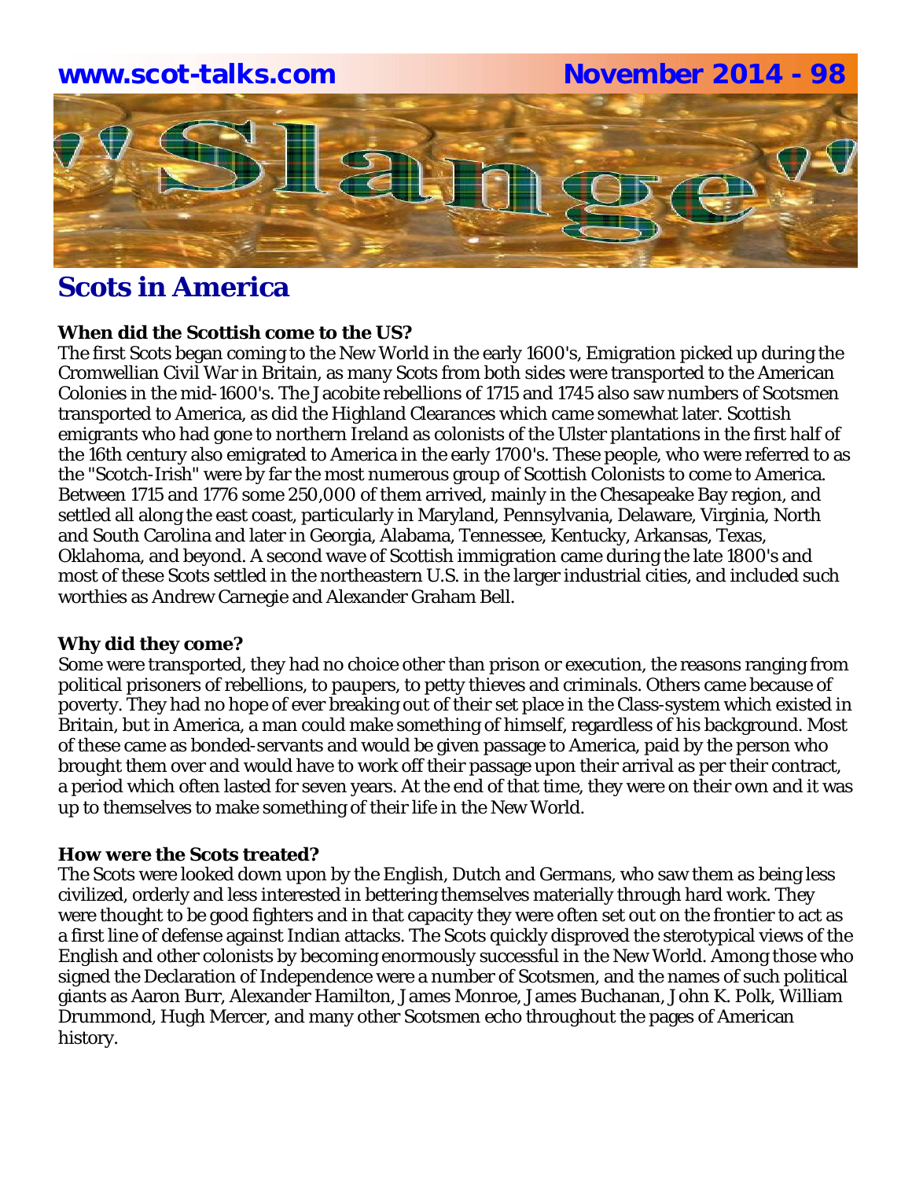# Scots in America

**When did the Scottish come to the US?**
The first Scots began coming to the New World in the early 1600's, Emigration picked up during the Cromwellian Civil War in Britain, as many Scots from both sides were transported to the American Colonies in the mid-1600's. The Jacobite rebellions of 1715 and 1745 also saw numbers of Scotsmen transported to America, as did the Highland Clearances which came somewhat later. Scottish emigrants who had gone to northern Ireland as colonists of the Ulster plantations in the first half of the 16th century also emigrated to America in the early 1700's. These people, who were referred to as the "Scotch-Irish" were by far the most numerous group of Scottish Colonists to come to America. Between 1715 and 1776 some 250,000 of them arrived, mainly in the Chesapeake Bay region, and settled all along the east coast, particularly in Maryland, Pennsylvania, Delaware, Virginia, North and South Carolina and later in Georgia, Alabama, Tennessee, Kentucky, Arkansas, Texas, Oklahoma, and beyond. A second wave of Scottish immigration came during the late 1800's and most of these Scots settled in the northeastern U.S. in the larger industrial cities, and included such worthies as Andrew Carnegie and Alexander Graham Bell.

**Why did they come?**
Some were transported, they had no choice other than prison or execution, the reasons ranging from political prisoners of rebellions, to paupers, to petty thieves and criminals. Others came because of poverty. They had no hope of ever breaking out of their set place in the Class-system which existed in Britain, but in America, a man could make something of himself, regardless of his background. Most of these came as bonded-servants and would be given passage to America, paid by the person who brought them over and would have to work off their passage upon their arrival as per their contract, a period which often lasted for seven years. At the end of that time, they were on their own and it was up to themselves to make something of their life in the New World.

**How were the Scots treated?**
The Scots were looked down upon by the English, Dutch and Germans, who saw them as being less civilized, orderly and less interested in bettering themselves materially through hard work. They were thought to be good fighters and in that capacity they were often set out on the frontier to act as a first line of defense against Indian attacks. The Scots quickly disproved the sterotypical views of the English and other colonists by becoming enormously successful in the New World. Among those who signed the Declaration of Independence were a number of Scotsmen, and the names of such political giants as Aaron Burr, Alexander Hamilton, James Monroe, James Buchanan, John K. Polk, William Drummond, Hugh Mercer, and many other Scotsmen echo throughout the pages of American history.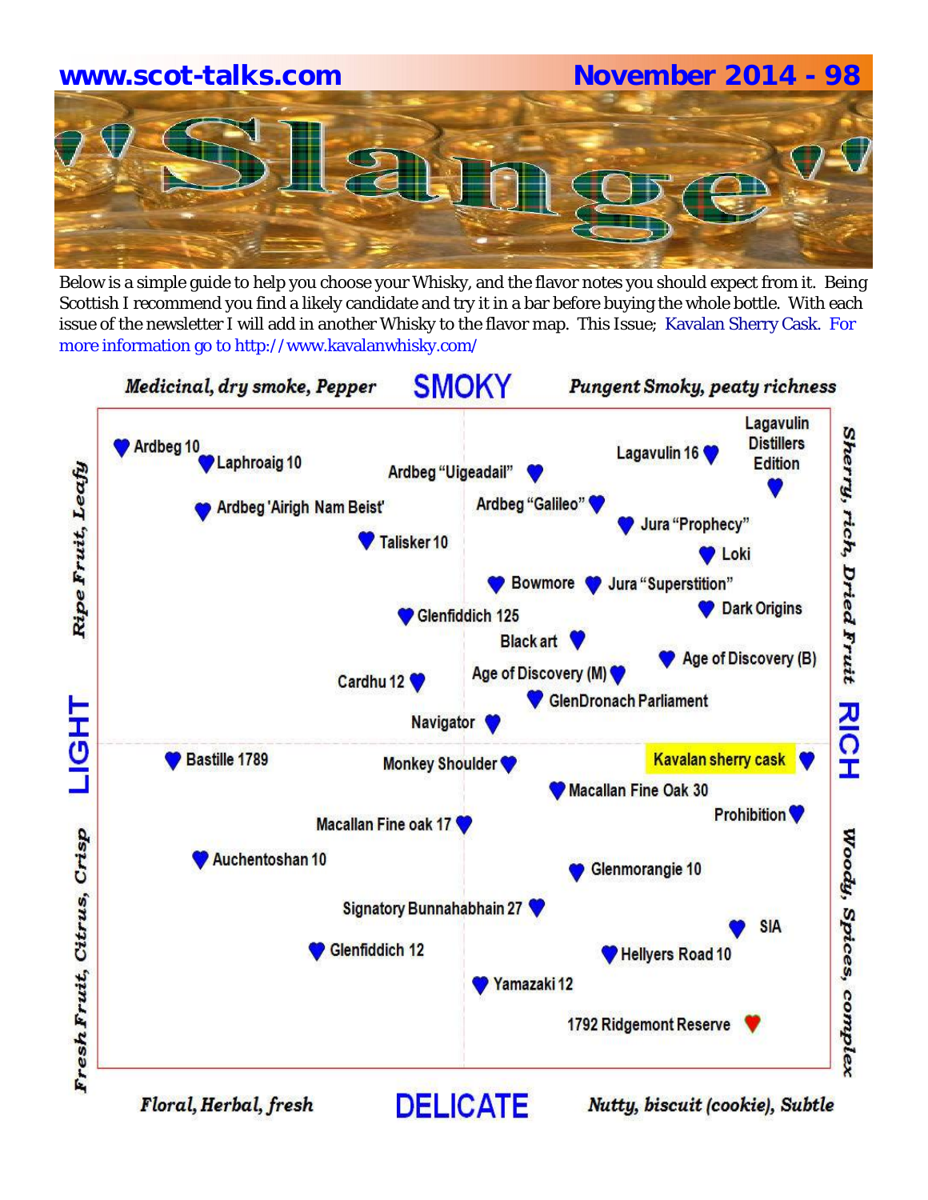**www.scot-talks.com** | **November 2014 - 98**

# Slange

Below is a simple guide to help you choose your Whisky, and the flavor notes you should expect from it. Being Scottish I recommend you find a likely candidate and try it in a bar before buying the whole bottle. With each issue of the newsletter I will add in another Whisky to the flavor map. This Issue; Kavalan Sherry Cask. For more information go to http://www.kavalanwhisky.com/

*Medicinal, dry smoke, Pepper* | **SMOKY** | *Pungent Smoky, peaty richness*

*Ripe Fruit, Leafy* | **LIGHT** | *Fresh Fruit, Citrus, Crisp*

*Sherry, rich, Dried Fruit* | **RICH** | *Woody, Spices, complex*

Ardbeg 10
Laphroaig 10
Ardbeg "Uigeadail"
Lagavulin 16
Lagavulin Distillers Edition
Ardbeg 'Airigh Nam Beist'
Ardbeg "Galileo"
Jura "Prophecy"
Talisker 10
Loki
Bowmore
Jura "Superstition"
Glenfiddich 125
Dark Origins
Black art
Age of Discovery (B)
Cardhu 12
Age of Discovery (M)
GlenDronach Parliament
Navigator
Bastille 1789
Monkey Shoulder
Kavalan sherry cask
Macallan Fine Oak 30
Prohibition
Macallan Fine oak 17
Auchentoshan 10
Glenmorangie 10
Signatory Bunnahabhain 27
SIA
Glenfiddich 12
Hellyers Road 10
Yamazaki 12
1792 Ridgemont Reserve

*Floral, Herbal, fresh* | **DELICATE** | *Nutty, biscuit (cookie), Subtle*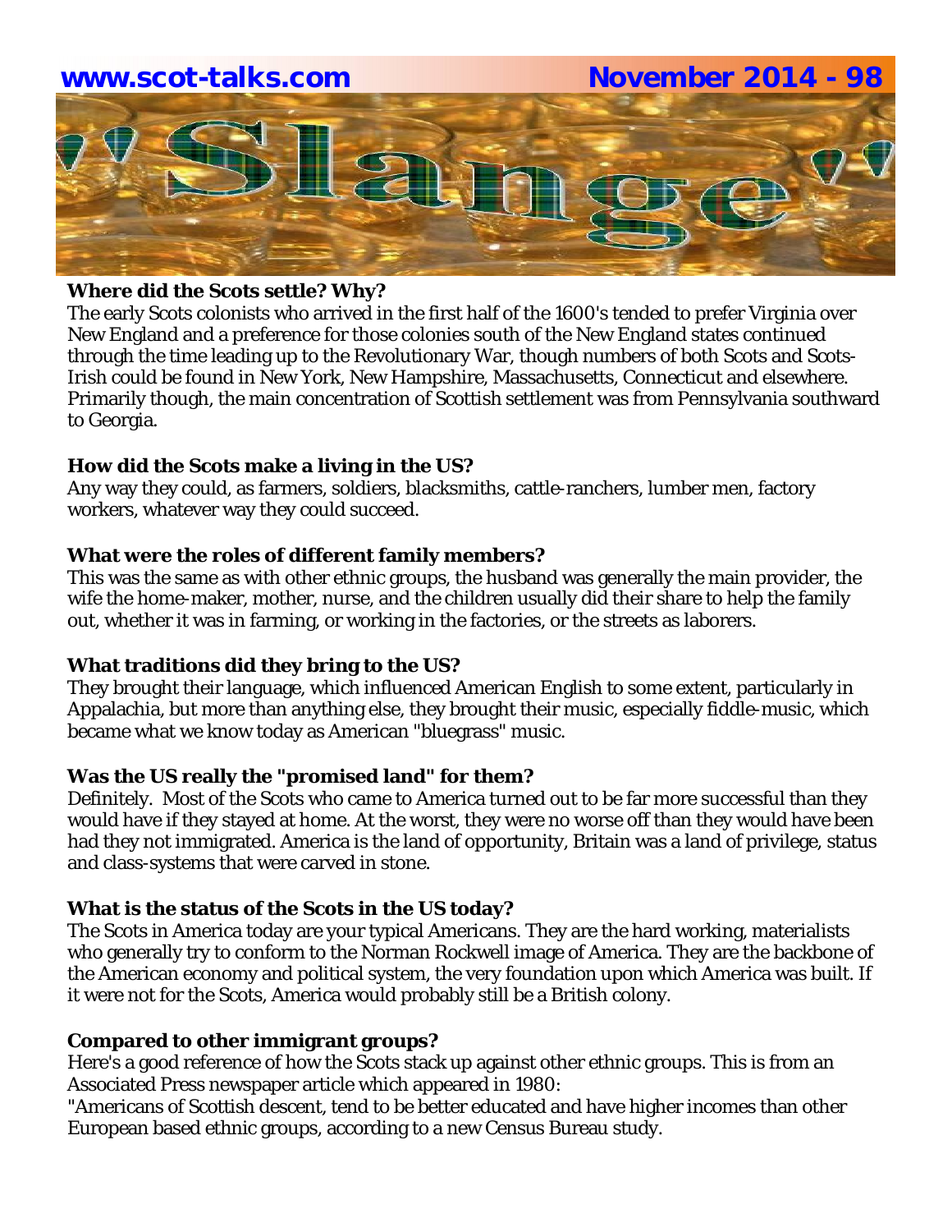## Where did the Scots settle? Why?

The early Scots colonists who arrived in the first half of the 1600's tended to prefer Virginia over New England and a preference for those colonies south of the New England states continued through the time leading up to the Revolutionary War, though numbers of both Scots and Scots-Irish could be found in New York, New Hampshire, Massachusetts, Connecticut and elsewhere. Primarily though, the main concentration of Scottish settlement was from Pennsylvania southward to Georgia.

## How did the Scots make a living in the US?

Any way they could, as farmers, soldiers, blacksmiths, cattle-ranchers, lumber men, factory workers, whatever way they could succeed.

## What were the roles of different family members?

This was the same as with other ethnic groups, the husband was generally the main provider, the wife the home-maker, mother, nurse, and the children usually did their share to help the family out, whether it was in farming, or working in the factories, or the streets as laborers.

## What traditions did they bring to the US?

They brought their language, which influenced American English to some extent, particularly in Appalachia, but more than anything else, they brought their music, especially fiddle-music, which became what we know today as American "bluegrass" music.

## Was the US really the "promised land" for them?

Definitely. Most of the Scots who came to America turned out to be far more successful than they would have if they stayed at home. At the worst, they were no worse off than they would have been had they not immigrated. America is the land of opportunity, Britain was a land of privilege, status and class-systems that were carved in stone.

## What is the status of the Scots in the US today?

The Scots in America today are your typical Americans. They are the hard working, materialists who generally try to conform to the Norman Rockwell image of America. They are the backbone of the American economy and political system, the very foundation upon which America was built. If it were not for the Scots, America would probably still be a British colony.

## Compared to other immigrant groups?

Here's a good reference of how the Scots stack up against other ethnic groups. This is from an Associated Press newspaper article which appeared in 1980:

"Americans of Scottish descent, tend to be better educated and have higher incomes than other European based ethnic groups, according to a new Census Bureau study.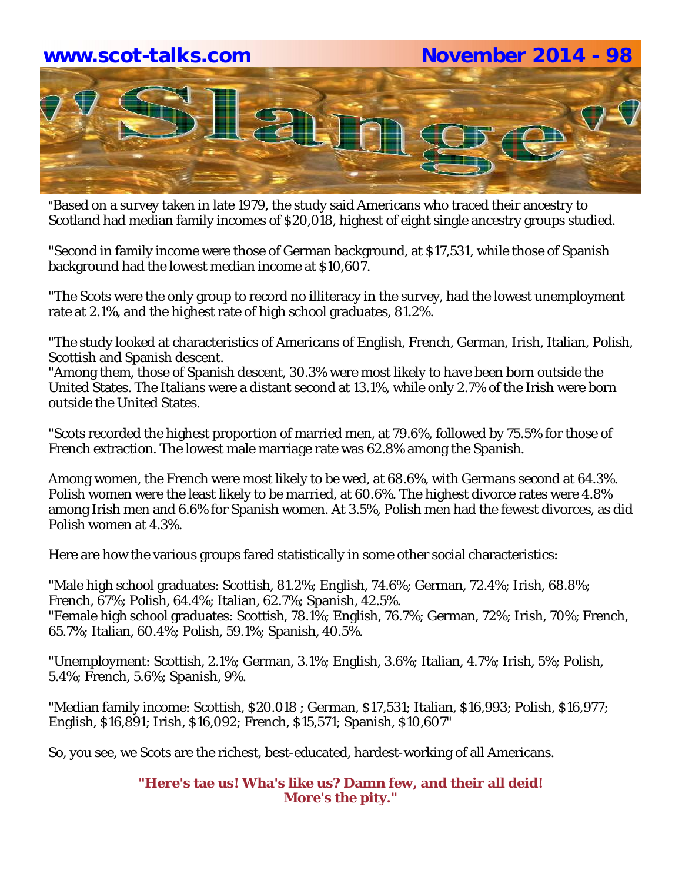"Based on a survey taken in late 1979, the study said Americans who traced their ancestry to Scotland had median family incomes of $20,018, highest of eight single ancestry groups studied.

"Second in family income were those of German background, at $17,531, while those of Spanish background had the lowest median income at $10,607.

"The Scots were the only group to record no illiteracy in the survey, had the lowest unemployment rate at 2.1%, and the highest rate of high school graduates, 81.2%.

"The study looked at characteristics of Americans of English, French, German, Irish, Italian, Polish, Scottish and Spanish descent.
"Among them, those of Spanish descent, 30.3% were most likely to have been born outside the United States. The Italians were a distant second at 13.1%, while only 2.7% of the Irish were born outside the United States.

"Scots recorded the highest proportion of married men, at 79.6%, followed by 75.5% for those of French extraction. The lowest male marriage rate was 62.8% among the Spanish.

Among women, the French were most likely to be wed, at 68.6%, with Germans second at 64.3%. Polish women were the least likely to be married, at 60.6%. The highest divorce rates were 4.8% among Irish men and 6.6% for Spanish women. At 3.5%, Polish men had the fewest divorces, as did Polish women at 4.3%.

Here are how the various groups fared statistically in some other social characteristics:

"Male high school graduates: Scottish, 81.2%; English, 74.6%; German, 72.4%; Irish, 68.8%; French, 67%; Polish, 64.4%; Italian, 62.7%; Spanish, 42.5%.
"Female high school graduates: Scottish, 78.1%; English, 76.7%; German, 72%; Irish, 70%; French, 65.7%; Italian, 60.4%; Polish, 59.1%; Spanish, 40.5%.

"Unemployment: Scottish, 2.1%; German, 3.1%; English, 3.6%; Italian, 4.7%; Irish, 5%; Polish, 5.4%; French, 5.6%; Spanish, 9%.

"Median family income: Scottish, $20.018 ; German, $17,531; Italian, $16,993; Polish, $16,977; English, $16,891; Irish, $16,092; French, $15,571; Spanish, $10,607"

So, you see, we Scots are the richest, best-educated, hardest-working of all Americans.

**"Here's tae us! Wha's like us? Damn few, and their all deid! More's the pity."**